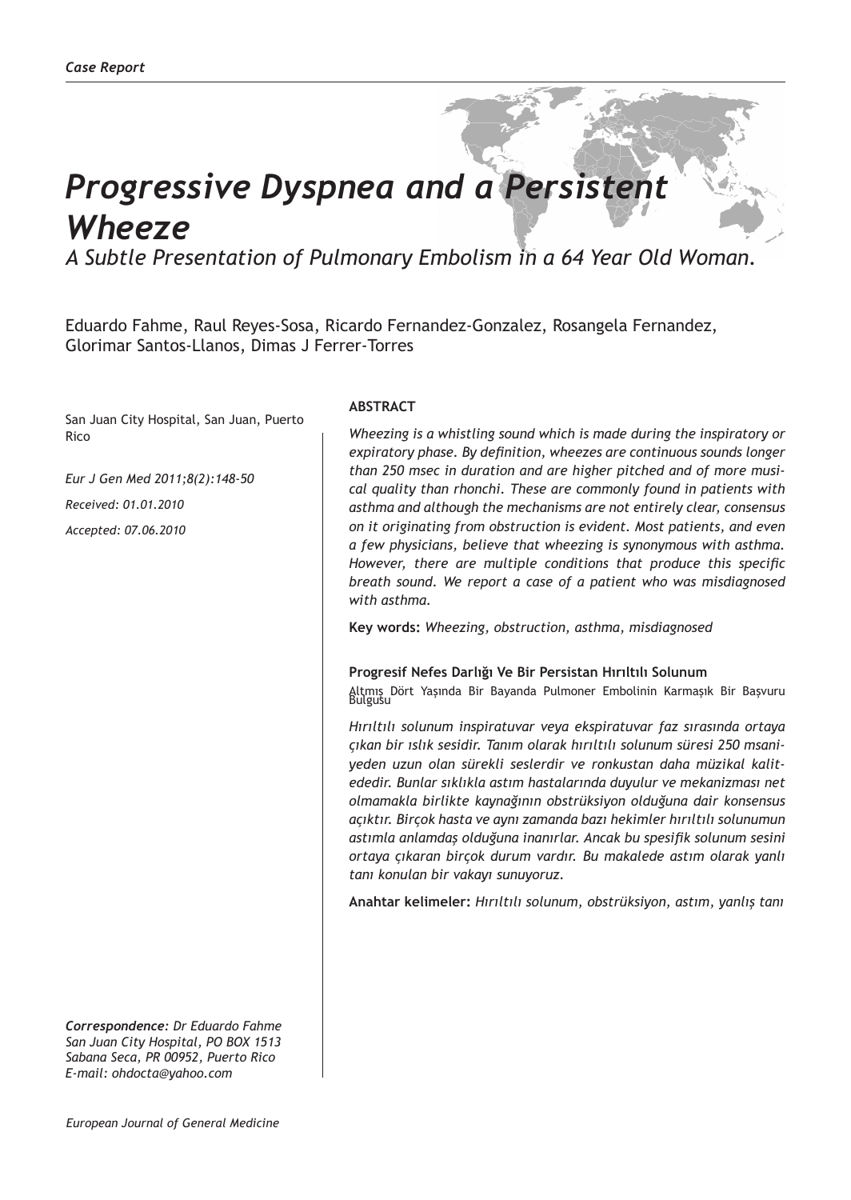*Case Report*

# *Progressive Dyspnea and a Persistent Wheeze*

*A Subtle Presentation of Pulmonary Embolism in a 64 Year Old Woman.*

Eduardo Fahme, Raul Reyes-Sosa, Ricardo Fernandez-Gonzalez, Rosangela Fernandez, Glorimar Santos-Llanos, Dimas J Ferrer-Torres

San Juan City Hospital, San Juan, Puerto Rico

*Eur J Gen Med 2011;8(2):148-50*

*Received: 01.01.2010*

*Accepted: 07.06.2010*

**ABSTRACT**

*Wheezing is a whistling sound which is made during the inspiratory or expiratory phase. By definition, wheezes are continuous sounds longer than 250 msec in duration and are higher pitched and of more musical quality than rhonchi. These are commonly found in patients with asthma and although the mechanisms are not entirely clear, consensus on it originating from obstruction is evident. Most patients, and even a few physicians, believe that wheezing is synonymous with asthma. However, there are multiple conditions that produce this specific breath sound. We report a case of a patient who was misdiagnosed with asthma.*

**Key words:** *Wheezing, obstruction, asthma, misdiagnosed*

**Progresif Nefes Darlığı Ve Bir Persistan Hırıltılı Solunum**

Altmış Dört Yaşında Bir Bayanda Pulmoner Embolinin Karmaşık Bir Başvuru Bulgusu

*Hırıltılı solunum inspiratuvar veya ekspiratuvar faz sırasında ortaya çıkan bir ıslık sesidir. Tanım olarak hırıltılı solunum süresi 250 msaniyeden uzun olan sürekli seslerdir ve ronkustan daha müzikal kalitededir. Bunlar sıklıkla astım hastalarında duyulur ve mekanizması net olmamakla birlikte kaynağının obstrüksiyon olduğuna dair konsensus açıktır. Birçok hasta ve aynı zamanda bazı hekimler hırıltılı solunumun astımla anlamdaş olduğuna inanırlar. Ancak bu spesifik solunum sesini ortaya çıkaran birçok durum vardır. Bu makalede astım olarak yanlı tanı konulan bir vakayı sunuyoruz.*

**Anahtar kelimeler:** *Hırıltılı solunum, obstrüksiyon, astım, yanlış tanı*

***Correspondence:*** *Dr Eduardo Fahme*
*San Juan City Hospital, PO BOX 1513*
*Sabana Seca, PR 00952, Puerto Rico*
*E-mail: ohdocta@yahoo.com*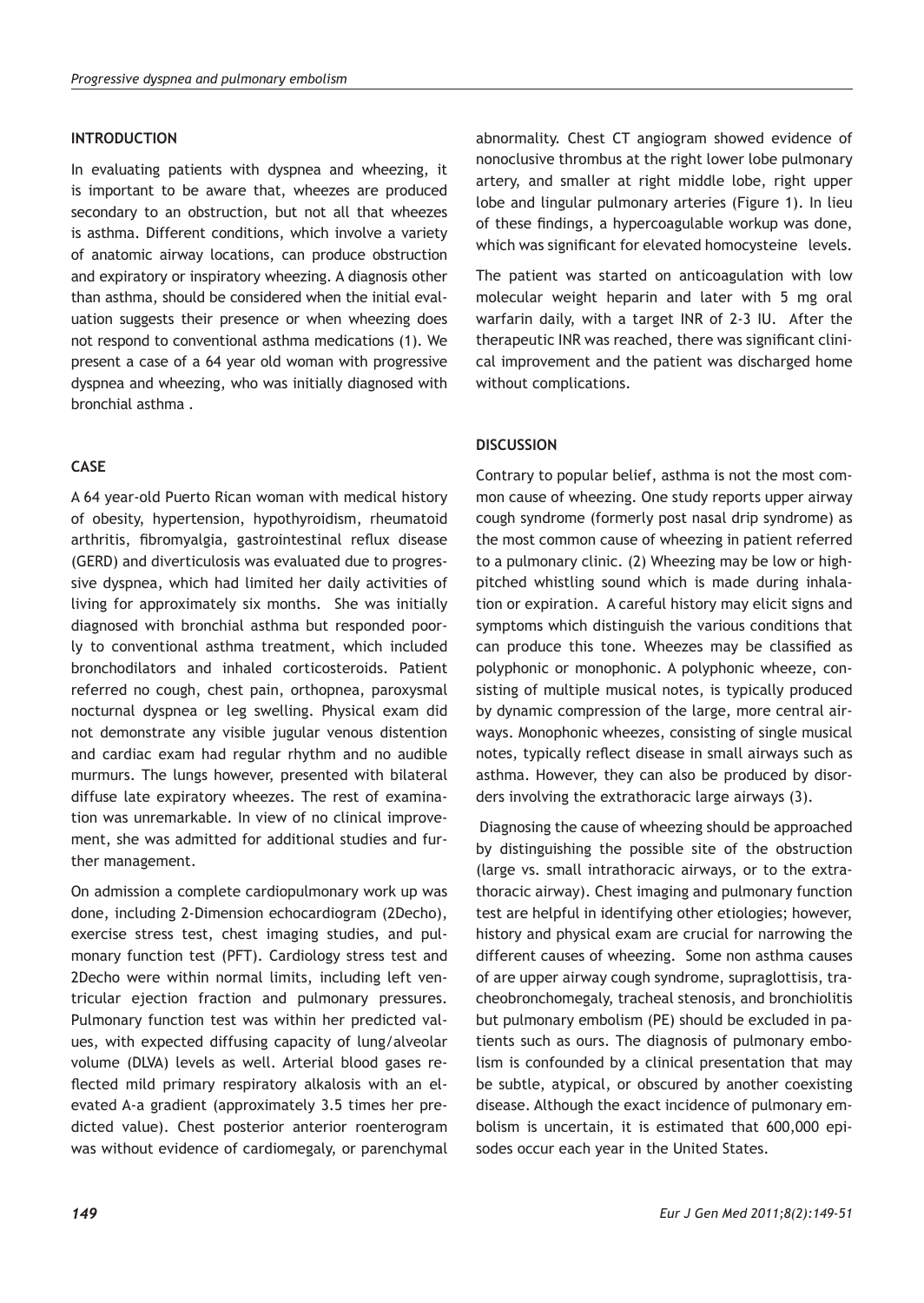## INTRODUCTION

In evaluating patients with dyspnea and wheezing, it is important to be aware that, wheezes are produced secondary to an obstruction, but not all that wheezes is asthma. Different conditions, which involve a variety of anatomic airway locations, can produce obstruction and expiratory or inspiratory wheezing. A diagnosis other than asthma, should be considered when the initial evaluation suggests their presence or when wheezing does not respond to conventional asthma medications (1). We present a case of a 64 year old woman with progressive dyspnea and wheezing, who was initially diagnosed with bronchial asthma .

## CASE

A 64 year-old Puerto Rican woman with medical history of obesity, hypertension, hypothyroidism, rheumatoid arthritis, fibromyalgia, gastrointestinal reflux disease (GERD) and diverticulosis was evaluated due to progressive dyspnea, which had limited her daily activities of living for approximately six months. She was initially diagnosed with bronchial asthma but responded poorly to conventional asthma treatment, which included bronchodilators and inhaled corticosteroids. Patient referred no cough, chest pain, orthopnea, paroxysmal nocturnal dyspnea or leg swelling. Physical exam did not demonstrate any visible jugular venous distention and cardiac exam had regular rhythm and no audible murmurs. The lungs however, presented with bilateral diffuse late expiratory wheezes. The rest of examination was unremarkable. In view of no clinical improvement, she was admitted for additional studies and further management.

On admission a complete cardiopulmonary work up was done, including 2-Dimension echocardiogram (2Decho), exercise stress test, chest imaging studies, and pulmonary function test (PFT). Cardiology stress test and 2Decho were within normal limits, including left ventricular ejection fraction and pulmonary pressures. Pulmonary function test was within her predicted values, with expected diffusing capacity of lung/alveolar volume (DLVA) levels as well. Arterial blood gases reflected mild primary respiratory alkalosis with an elevated A-a gradient (approximately 3.5 times her predicted value). Chest posterior anterior roenterogram was without evidence of cardiomegaly, or parenchymal abnormality. Chest CT angiogram showed evidence of nonoclusive thrombus at the right lower lobe pulmonary artery, and smaller at right middle lobe, right upper lobe and lingular pulmonary arteries (Figure 1). In lieu of these findings, a hypercoagulable workup was done, which was significant for elevated homocysteine levels.

The patient was started on anticoagulation with low molecular weight heparin and later with 5 mg oral warfarin daily, with a target INR of 2-3 IU. After the therapeutic INR was reached, there was significant clinical improvement and the patient was discharged home without complications.

## DISCUSSION

Contrary to popular belief, asthma is not the most common cause of wheezing. One study reports upper airway cough syndrome (formerly post nasal drip syndrome) as the most common cause of wheezing in patient referred to a pulmonary clinic. (2) Wheezing may be low or high-pitched whistling sound which is made during inhalation or expiration. A careful history may elicit signs and symptoms which distinguish the various conditions that can produce this tone. Wheezes may be classified as polyphonic or monophonic. A polyphonic wheeze, consisting of multiple musical notes, is typically produced by dynamic compression of the large, more central airways. Monophonic wheezes, consisting of single musical notes, typically reflect disease in small airways such as asthma. However, they can also be produced by disorders involving the extrathoracic large airways (3).

Diagnosing the cause of wheezing should be approached by distinguishing the possible site of the obstruction (large vs. small intrathoracic airways, or to the extrathoracic airway). Chest imaging and pulmonary function test are helpful in identifying other etiologies; however, history and physical exam are crucial for narrowing the different causes of wheezing. Some non asthma causes of are upper airway cough syndrome, supraglottisis, tracheobronchomegaly, tracheal stenosis, and bronchiolitis but pulmonary embolism (PE) should be excluded in patients such as ours. The diagnosis of pulmonary embolism is confounded by a clinical presentation that may be subtle, atypical, or obscured by another coexisting disease. Although the exact incidence of pulmonary embolism is uncertain, it is estimated that 600,000 episodes occur each year in the United States.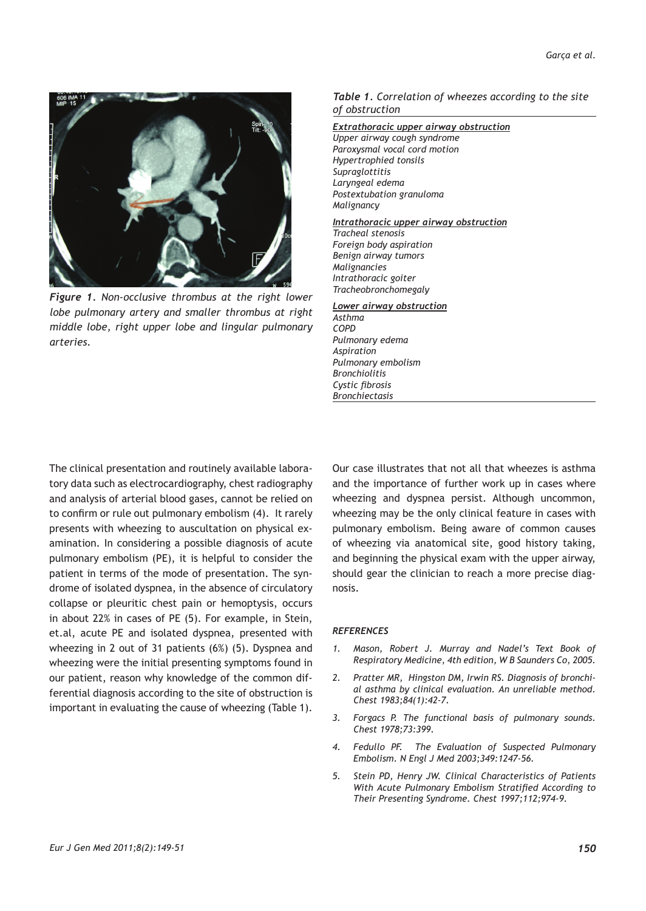*Figure 1. Non-occlusive thrombus at the right lower lobe pulmonary artery and smaller thrombus at right middle lobe, right upper lobe and lingular pulmonary arteries.*

*Table 1. Correlation of wheezes according to the site of obstruction*

| |
|---|
| ***Extrathoracic upper airway obstruction*** |
| *Upper airway cough syndrome* |
| *Paroxysmal vocal cord motion* |
| *Hypertrophied tonsils* |
| *Supraglottitis* |
| *Laryngeal edema* |
| *Postextubation granuloma* |
| *Malignancy* |
| ***Intrathoracic upper airway obstruction*** |
| *Tracheal stenosis* |
| *Foreign body aspiration* |
| *Benign airway tumors* |
| *Malignancies* |
| *Intrathoracic goiter* |
| *Tracheobronchomegaly* |
| ***Lower airway obstruction*** |
| *Asthma* |
| *COPD* |
| *Pulmonary edema* |
| *Aspiration* |
| *Pulmonary embolism* |
| *Bronchiolitis* |
| *Cystic fibrosis* |
| *Bronchiectasis* |

The clinical presentation and routinely available laboratory data such as electrocardiography, chest radiography and analysis of arterial blood gases, cannot be relied on to confirm or rule out pulmonary embolism (4). It rarely presents with wheezing to auscultation on physical examination. In considering a possible diagnosis of acute pulmonary embolism (PE), it is helpful to consider the patient in terms of the mode of presentation. The syndrome of isolated dyspnea, in the absence of circulatory collapse or pleuritic chest pain or hemoptysis, occurs in about 22% in cases of PE (5). For example, in Stein, et.al, acute PE and isolated dyspnea, presented with wheezing in 2 out of 31 patients (6%) (5). Dyspnea and wheezing were the initial presenting symptoms found in our patient, reason why knowledge of the common differential diagnosis according to the site of obstruction is important in evaluating the cause of wheezing (Table 1).

Our case illustrates that not all that wheezes is asthma and the importance of further work up in cases where wheezing and dyspnea persist. Although uncommon, wheezing may be the only clinical feature in cases with pulmonary embolism. Being aware of common causes of wheezing via anatomical site, good history taking, and beginning the physical exam with the upper airway, should gear the clinician to reach a more precise diagnosis.

#### *REFERENCES*

1. *Mason, Robert J. Murray and Nadel's Text Book of Respiratory Medicine, 4th edition, W B Saunders Co, 2005.*
2. *Pratter MR, Hingston DM, Irwin RS. Diagnosis of bronchial asthma by clinical evaluation. An unreliable method. Chest 1983;84(1):42-7.*
3. *Forgacs P. The functional basis of pulmonary sounds. Chest 1978;73:399.*
4. *Fedullo PF. The Evaluation of Suspected Pulmonary Embolism. N Engl J Med 2003;349:1247-56.*
5. *Stein PD, Henry JW. Clinical Characteristics of Patients With Acute Pulmonary Embolism Stratified According to Their Presenting Syndrome. Chest 1997;112;974-9.*